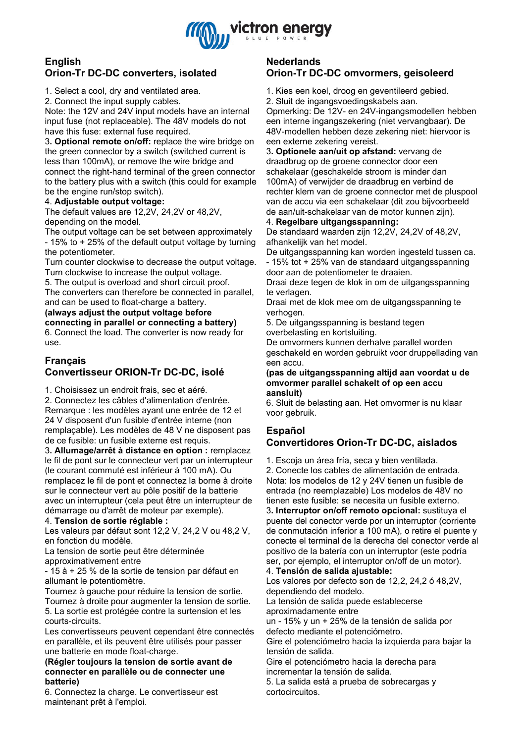## English
## Orion-Tr DC-DC converters, isolated

1. Select a cool, dry and ventilated area.
2. Connect the input supply cables.
Note: the 12V and 24V input models have an internal input fuse (not replaceable). The 48V models do not have this fuse: external fuse required.
3**. Optional remote on/off:** replace the wire bridge on the green connector by a switch (switched current is less than 100mA), or remove the wire bridge and connect the right-hand terminal of the green connector to the battery plus with a switch (this could for example be the engine run/stop switch).
4. **Adjustable output voltage:**
The default values are 12,2V, 24,2V or 48,2V, depending on the model.
The output voltage can be set between approximately - 15% to + 25% of the default output voltage by turning the potentiometer.
Turn counter clockwise to decrease the output voltage.
Turn clockwise to increase the output voltage.
5. The output is overload and short circuit proof.
The converters can therefore be connected in parallel, and can be used to float-charge a battery.
**(always adjust the output voltage before connecting in parallel or connecting a battery)**
6. Connect the load. The converter is now ready for use.

## Français
## Convertisseur ORION-Tr DC-DC, isolé

1. Choisissez un endroit frais, sec et aéré.
2. Connectez les câbles d'alimentation d'entrée.
Remarque : les modèles ayant une entrée de 12 et 24 V disposent d'un fusible d'entrée interne (non remplaçable). Les modèles de 48 V ne disposent pas de ce fusible: un fusible externe est requis.
3**. Allumage/arrêt à distance en option :** remplacez le fil de pont sur le connecteur vert par un interrupteur (le courant commuté est inférieur à 100 mA). Ou remplacez le fil de pont et connectez la borne à droite sur le connecteur vert au pôle positif de la batterie avec un interrupteur (cela peut être un interrupteur de démarrage ou d'arrêt de moteur par exemple).
4. **Tension de sortie réglable :**
Les valeurs par défaut sont 12,2 V, 24,2 V ou 48,2 V, en fonction du modèle.
La tension de sortie peut être déterminée approximativement entre
- 15 à + 25 % de la sortie de tension par défaut en allumant le potentiomètre.
Tournez à gauche pour réduire la tension de sortie.
Tournez à droite pour augmenter la tension de sortie.
5. La sortie est protégée contre la surtension et les courts-circuits.
Les convertisseurs peuvent cependant être connectés en parallèle, et ils peuvent être utilisés pour passer une batterie en mode float-charge.
**(Régler toujours la tension de sortie avant de connecter en parallèle ou de connecter une batterie)**
6. Connectez la charge. Le convertisseur est maintenant prêt à l'emploi.

## Nederlands
## Orion-Tr DC-DC omvormers, geisoleerd

1. Kies een koel, droog en geventileerd gebied.
2. Sluit de ingangsvoedingskabels aan.
Opmerking: De 12V- en 24V-ingangsmodellen hebben een interne ingangszekering (niet vervangbaar). De 48V-modellen hebben deze zekering niet: hiervoor is een externe zekering vereist.
3**. Optionele aan/uit op afstand:** vervang de draadbrug op de groene connector door een schakelaar (geschakelde stroom is minder dan 100mA) of verwijder de draadbrug en verbind de rechter klem van de groene connector met de pluspool van de accu via een schakelaar (dit zou bijvoorbeeld de aan/uit-schakelaar van de motor kunnen zijn).
4. **Regelbare uitgangsspanning:**
De standaard waarden zijn 12,2V, 24,2V of 48,2V, afhankelijk van het model.
De uitgangsspanning kan worden ingesteld tussen ca. - 15% tot + 25% van de standaard uitgangsspanning door aan de potentiometer te draaien.
Draai deze tegen de klok in om de uitgangsspanning te verlagen.
Draai met de klok mee om de uitgangsspanning te verhogen.
5. De uitgangsspanning is bestand tegen overbelasting en kortsluiting.
De omvormers kunnen derhalve parallel worden geschakeld en worden gebruikt voor druppellading van een accu.
**(pas de uitgangsspanning altijd aan voordat u de omvormer parallel schakelt of op een accu aansluit)**
6. Sluit de belasting aan. Het omvormer is nu klaar voor gebruik.

## Español
## Convertidores Orion-Tr DC-DC, aislados

1. Escoja un área fría, seca y bien ventilada.
2. Conecte los cables de alimentación de entrada.
Nota: los modelos de 12 y 24V tienen un fusible de entrada (no reemplazable) Los modelos de 48V no tienen este fusible: se necesita un fusible externo.
3**. Interruptor on/off remoto opcional:** sustituya el puente del conector verde por un interruptor (corriente de conmutación inferior a 100 mA), o retire el puente y conecte el terminal de la derecha del conector verde al positivo de la batería con un interruptor (este podría ser, por ejemplo, el interruptor on/off de un motor).
4. **Tensión de salida ajustable:**
Los valores por defecto son de 12,2, 24,2 ó 48,2V, dependiendo del modelo.
La tensión de salida puede establecerse aproximadamente entre
un - 15% y un + 25% de la tensión de salida por defecto mediante el potenciómetro.
Gire el potenciómetro hacia la izquierda para bajar la tensión de salida.
Gire el potenciómetro hacia la derecha para incrementar la tensión de salida.
5. La salida está a prueba de sobrecargas y cortocircuitos.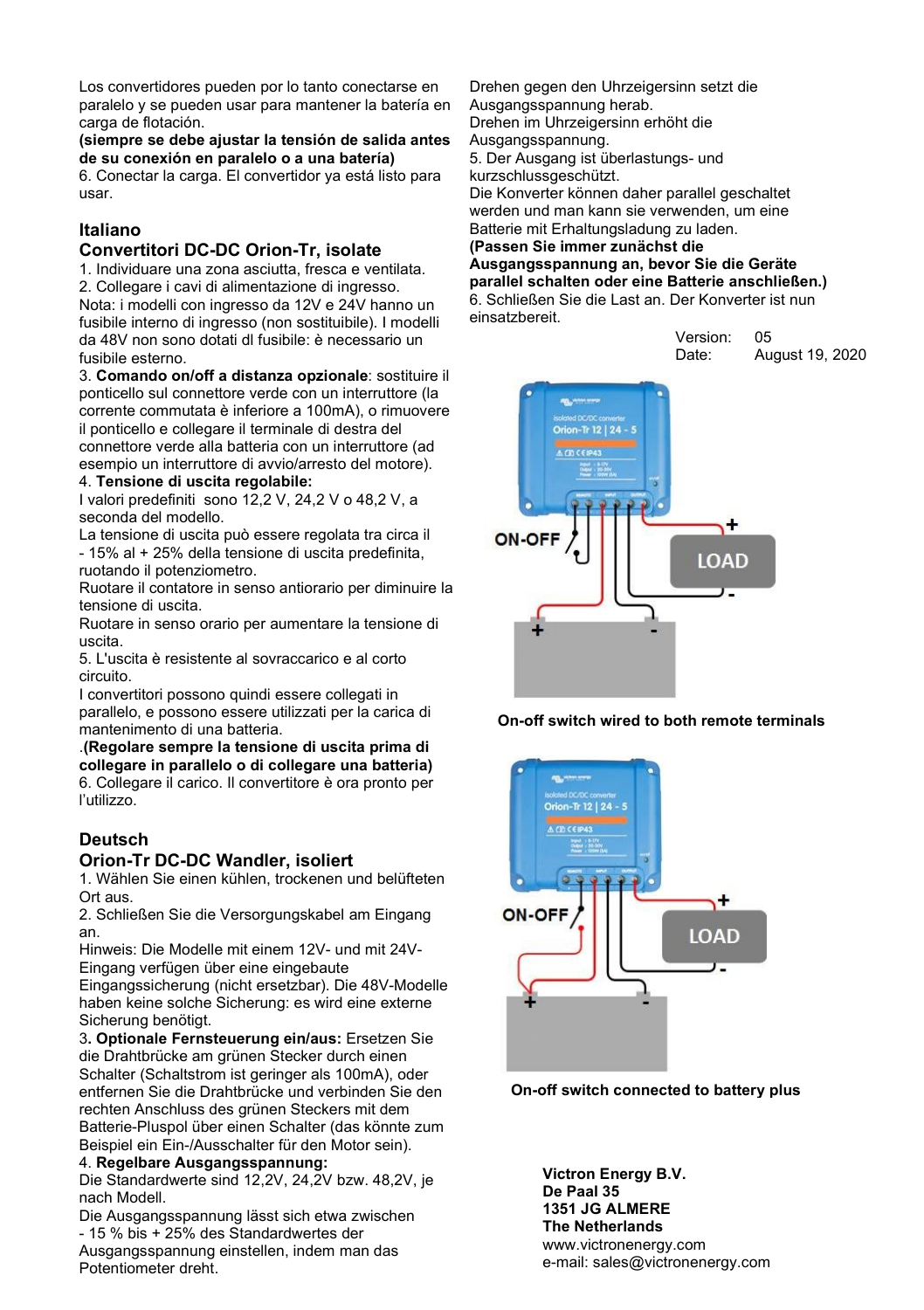Los convertidores pueden por lo tanto conectarse en paralelo y se pueden usar para mantener la batería en carga de flotación.
**(siempre se debe ajustar la tensión de salida antes de su conexión en paralelo o a una batería)**
6. Conectar la carga. El convertidor ya está listo para usar.

## Italiano
## Convertitori DC-DC Orion-Tr, isolate

1. Individuare una zona asciutta, fresca e ventilata.
2. Collegare i cavi di alimentazione di ingresso.
Nota: i modelli con ingresso da 12V e 24V hanno un fusibile interno di ingresso (non sostituibile). I modelli da 48V non sono dotati dl fusibile: è necessario un fusibile esterno.
3. **Comando on/off a distanza opzionale**: sostituire il ponticello sul connettore verde con un interruttore (la corrente commutata è inferiore a 100mA), o rimuovere il ponticello e collegare il terminale di destra del connettore verde alla batteria con un interruttore (ad esempio un interruttore di avvio/arresto del motore).
4. **Tensione di uscita regolabile:**
I valori predefiniti sono 12,2 V, 24,2 V o 48,2 V, a seconda del modello.
La tensione di uscita può essere regolata tra circa il - 15% al + 25% della tensione di uscita predefinita, ruotando il potenziometro.
Ruotare il contatore in senso antiorario per diminuire la tensione di uscita.
Ruotare in senso orario per aumentare la tensione di uscita.
5. L'uscita è resistente al sovraccarico e al corto circuito.
I convertitori possono quindi essere collegati in parallelo, e possono essere utilizzati per la carica di mantenimento di una batteria.
.**(Regolare sempre la tensione di uscita prima di collegare in parallelo o di collegare una batteria)**
6. Collegare il carico. Il convertitore è ora pronto per l'utilizzo.

## Deutsch
## Orion-Tr DC-DC Wandler, isoliert

1. Wählen Sie einen kühlen, trockenen und belüfteten Ort aus.
2. Schließen Sie die Versorgungskabel am Eingang an.
Hinweis: Die Modelle mit einem 12V- und mit 24V-Eingang verfügen über eine eingebaute Eingangssicherung (nicht ersetzbar). Die 48V-Modelle haben keine solche Sicherung: es wird eine externe Sicherung benötigt.
3. **Optionale Fernsteuerung ein/aus:** Ersetzen Sie die Drahtbrücke am grünen Stecker durch einen Schalter (Schaltstrom ist geringer als 100mA), oder entfernen Sie die Drahtbrücke und verbinden Sie den rechten Anschluss des grünen Steckers mit dem Batterie-Pluspol über einen Schalter (das könnte zum Beispiel ein Ein-/Ausschalter für den Motor sein).
4. **Regelbare Ausgangsspannung:**
Die Standardwerte sind 12,2V, 24,2V bzw. 48,2V, je nach Modell.
Die Ausgangsspannung lässt sich etwa zwischen - 15 % bis + 25% des Standardwertes der Ausgangsspannung einstellen, indem man das Potentiometer dreht.
Drehen gegen den Uhrzeigersinn setzt die Ausgangsspannung herab.
Drehen im Uhrzeigersinn erhöht die Ausgangsspannung.
5. Der Ausgang ist überlastungs- und kurzschlussgeschützt.
Die Konverter können daher parallel geschaltet werden und man kann sie verwenden, um eine Batterie mit Erhaltungsladung zu laden.
**(Passen Sie immer zunächst die Ausgangsspannung an, bevor Sie die Geräte parallel schalten oder eine Batterie anschließen.)**
6. Schließen Sie die Last an. Der Konverter ist nun einsatzbereit.

Version: 05
Date: August 19, 2020

ON-OFF
LOAD

**On-off switch wired to both remote terminals**

ON-OFF
LOAD

**On-off switch connected to battery plus**

**Victron Energy B.V.**
**De Paal 35**
**1351 JG ALMERE**
**The Netherlands**
www.victronenergy.com
e-mail: sales@victronenergy.com